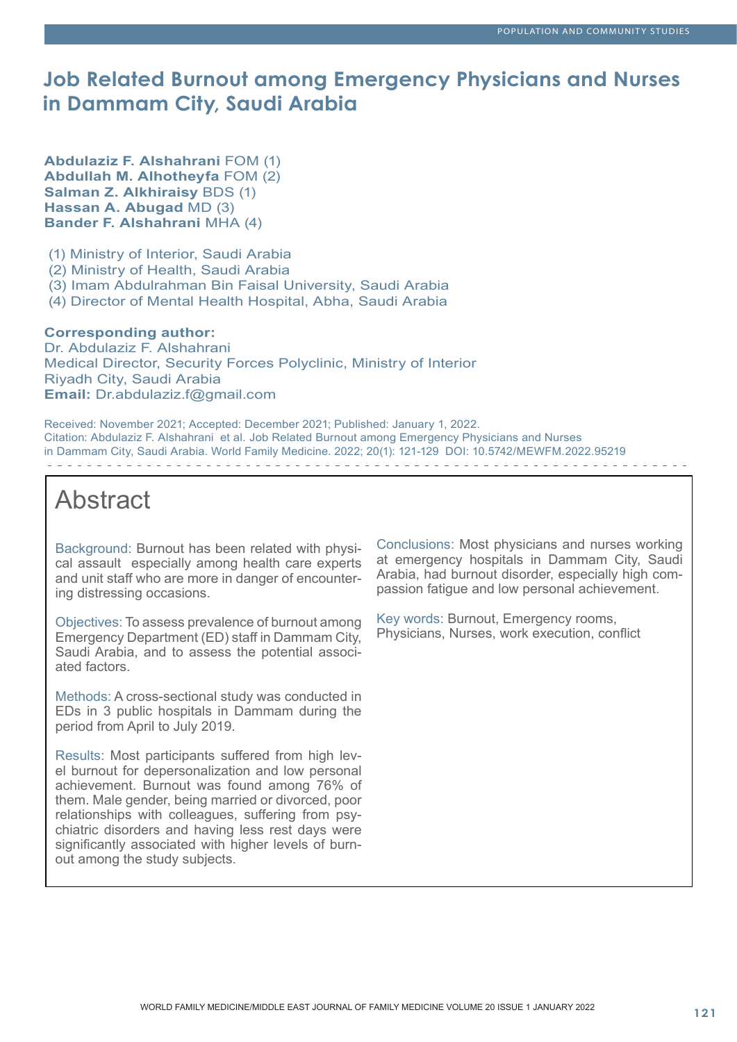# Job Related Burnout among Emergency Physicians and Nurses in Dammam City, Saudi Arabia

**Abdulaziz F. Alshahrani** FOM (1)
**Abdullah M. Alhotheyfa** FOM (2)
**Salman Z. Alkhiraisy** BDS (1)
**Hassan A. Abugad** MD (3)
**Bander F. Alshahrani** MHA (4)

(1) Ministry of Interior, Saudi Arabia
(2) Ministry of Health, Saudi Arabia
(3) Imam Abdulrahman Bin Faisal University, Saudi Arabia
(4) Director of Mental Health Hospital, Abha, Saudi Arabia

**Corresponding author:**
Dr. Abdulaziz F. Alshahrani
Medical Director, Security Forces Polyclinic, Ministry of Interior
Riyadh City, Saudi Arabia
**Email:** Dr.abdulaziz.f@gmail.com

Received: November 2021; Accepted: December 2021; Published: January 1, 2022.
Citation: Abdulaziz F. Alshahrani et al. Job Related Burnout among Emergency Physicians and Nurses in Dammam City, Saudi Arabia. World Family Medicine. 2022; 20(1): 121-129 DOI: 10.5742/MEWFM.2022.95219

## Abstract

Background: Burnout has been related with physical assault especially among health care experts and unit staff who are more in danger of encountering distressing occasions.

Objectives: To assess prevalence of burnout among Emergency Department (ED) staff in Dammam City, Saudi Arabia, and to assess the potential associated factors.

Methods: A cross-sectional study was conducted in EDs in 3 public hospitals in Dammam during the period from April to July 2019.

Results: Most participants suffered from high level burnout for depersonalization and low personal achievement. Burnout was found among 76% of them. Male gender, being married or divorced, poor relationships with colleagues, suffering from psychiatric disorders and having less rest days were significantly associated with higher levels of burnout among the study subjects.

Conclusions: Most physicians and nurses working at emergency hospitals in Dammam City, Saudi Arabia, had burnout disorder, especially high compassion fatigue and low personal achievement.

Key words: Burnout, Emergency rooms, Physicians, Nurses, work execution, conflict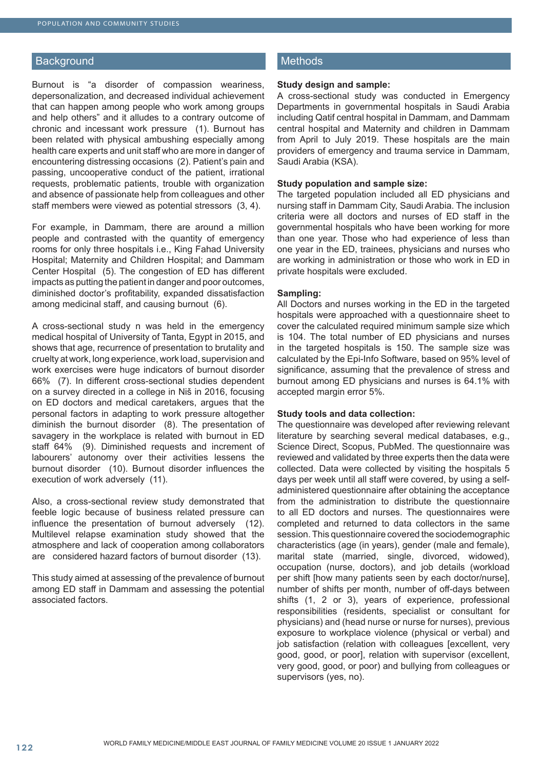## Background

Burnout is "a disorder of compassion weariness, depersonalization, and decreased individual achievement that can happen among people who work among groups and help others" and it alludes to a contrary outcome of chronic and incessant work pressure (1). Burnout has been related with physical ambushing especially among health care experts and unit staff who are more in danger of encountering distressing occasions (2). Patient's pain and passing, uncooperative conduct of the patient, irrational requests, problematic patients, trouble with organization and absence of passionate help from colleagues and other staff members were viewed as potential stressors (3, 4).

For example, in Dammam, there are around a million people and contrasted with the quantity of emergency rooms for only three hospitals i.e., King Fahad University Hospital; Maternity and Children Hospital; and Dammam Center Hospital (5). The congestion of ED has different impacts as putting the patient in danger and poor outcomes, diminished doctor's profitability, expanded dissatisfaction among medicinal staff, and causing burnout (6).

A cross-sectional study n was held in the emergency medical hospital of University of Tanta, Egypt in 2015, and shows that age, recurrence of presentation to brutality and cruelty at work, long experience, work load, supervision and work exercises were huge indicators of burnout disorder 66% (7). In different cross-sectional studies dependent on a survey directed in a college in Niš in 2016, focusing on ED doctors and medical caretakers, argues that the personal factors in adapting to work pressure altogether diminish the burnout disorder (8). The presentation of savagery in the workplace is related with burnout in ED staff 64% (9). Diminished requests and increment of labourers' autonomy over their activities lessens the burnout disorder (10). Burnout disorder influences the execution of work adversely (11).

Also, a cross-sectional review study demonstrated that feeble logic because of business related pressure can influence the presentation of burnout adversely (12). Multilevel relapse examination study showed that the atmosphere and lack of cooperation among collaborators are considered hazard factors of burnout disorder (13).

This study aimed at assessing of the prevalence of burnout among ED staff in Dammam and assessing the potential associated factors.

## Methods

**Study design and sample:**
A cross-sectional study was conducted in Emergency Departments in governmental hospitals in Saudi Arabia including Qatif central hospital in Dammam, and Dammam central hospital and Maternity and children in Dammam from April to July 2019. These hospitals are the main providers of emergency and trauma service in Dammam, Saudi Arabia (KSA).

**Study population and sample size:**
The targeted population included all ED physicians and nursing staff in Dammam City, Saudi Arabia. The inclusion criteria were all doctors and nurses of ED staff in the governmental hospitals who have been working for more than one year. Those who had experience of less than one year in the ED, trainees, physicians and nurses who are working in administration or those who work in ED in private hospitals were excluded.

**Sampling:**
All Doctors and nurses working in the ED in the targeted hospitals were approached with a questionnaire sheet to cover the calculated required minimum sample size which is 104. The total number of ED physicians and nurses in the targeted hospitals is 150. The sample size was calculated by the Epi-Info Software, based on 95% level of significance, assuming that the prevalence of stress and burnout among ED physicians and nurses is 64.1% with accepted margin error 5%.

**Study tools and data collection:**
The questionnaire was developed after reviewing relevant literature by searching several medical databases, e.g., Science Direct, Scopus, PubMed. The questionnaire was reviewed and validated by three experts then the data were collected. Data were collected by visiting the hospitals 5 days per week until all staff were covered, by using a self-administered questionnaire after obtaining the acceptance from the administration to distribute the questionnaire to all ED doctors and nurses. The questionnaires were completed and returned to data collectors in the same session. This questionnaire covered the sociodemographic characteristics (age (in years), gender (male and female), marital state (married, single, divorced, widowed), occupation (nurse, doctors), and job details (workload per shift [how many patients seen by each doctor/nurse], number of shifts per month, number of off-days between shifts (1, 2 or 3), years of experience, professional responsibilities (residents, specialist or consultant for physicians) and (head nurse or nurse for nurses), previous exposure to workplace violence (physical or verbal) and job satisfaction (relation with colleagues [excellent, very good, good, or poor], relation with supervisor (excellent, very good, good, or poor) and bullying from colleagues or supervisors (yes, no).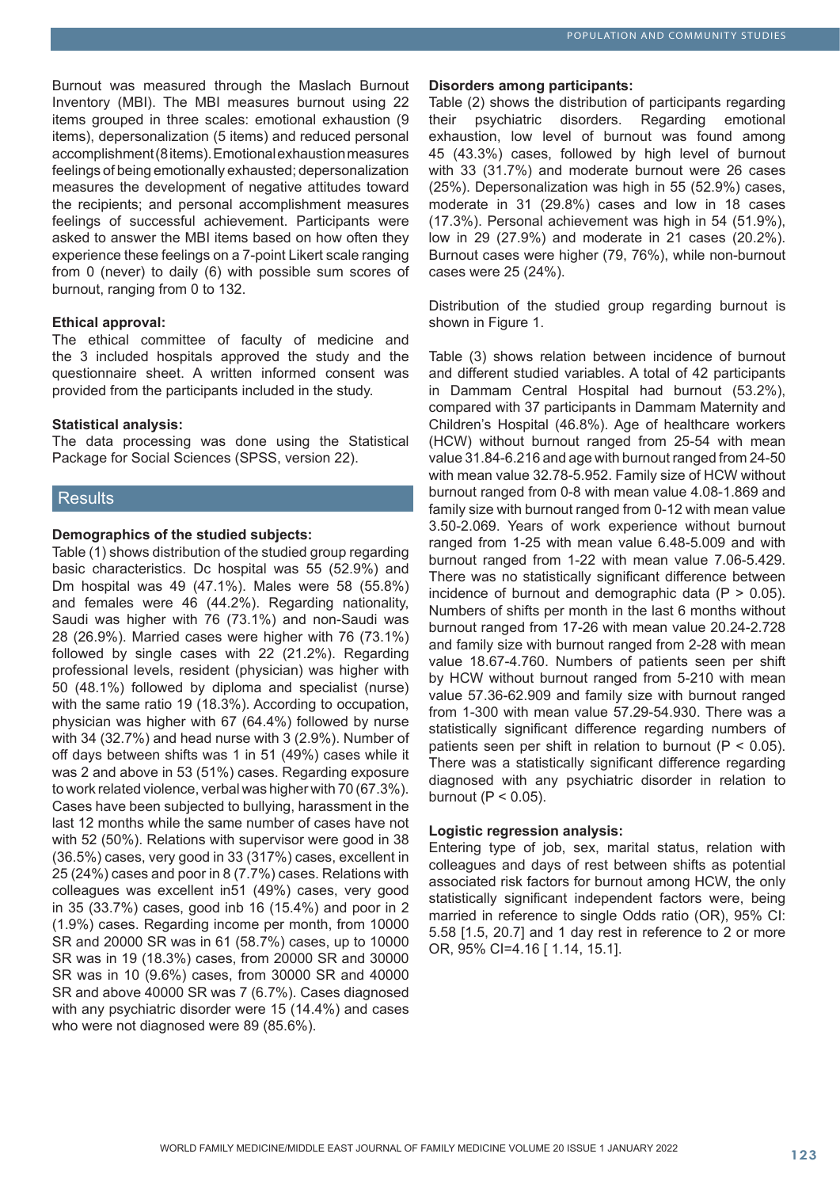Burnout was measured through the Maslach Burnout Inventory (MBI). The MBI measures burnout using 22 items grouped in three scales: emotional exhaustion (9 items), depersonalization (5 items) and reduced personal accomplishment (8 items). Emotional exhaustion measures feelings of being emotionally exhausted; depersonalization measures the development of negative attitudes toward the recipients; and personal accomplishment measures feelings of successful achievement. Participants were asked to answer the MBI items based on how often they experience these feelings on a 7-point Likert scale ranging from 0 (never) to daily (6) with possible sum scores of burnout, ranging from 0 to 132.

**Ethical approval:**

The ethical committee of faculty of medicine and the 3 included hospitals approved the study and the questionnaire sheet. A written informed consent was provided from the participants included in the study.

**Statistical analysis:**

The data processing was done using the Statistical Package for Social Sciences (SPSS, version 22).

## Results

**Demographics of the studied subjects:**

Table (1) shows distribution of the studied group regarding basic characteristics. Dc hospital was 55 (52.9%) and Dm hospital was 49 (47.1%). Males were 58 (55.8%) and females were 46 (44.2%). Regarding nationality, Saudi was higher with 76 (73.1%) and non-Saudi was 28 (26.9%). Married cases were higher with 76 (73.1%) followed by single cases with 22 (21.2%). Regarding professional levels, resident (physician) was higher with 50 (48.1%) followed by diploma and specialist (nurse) with the same ratio 19 (18.3%). According to occupation, physician was higher with 67 (64.4%) followed by nurse with 34 (32.7%) and head nurse with 3 (2.9%). Number of off days between shifts was 1 in 51 (49%) cases while it was 2 and above in 53 (51%) cases. Regarding exposure to work related violence, verbal was higher with 70 (67.3%). Cases have been subjected to bullying, harassment in the last 12 months while the same number of cases have not with 52 (50%). Relations with supervisor were good in 38 (36.5%) cases, very good in 33 (317%) cases, excellent in 25 (24%) cases and poor in 8 (7.7%) cases. Relations with colleagues was excellent in51 (49%) cases, very good in 35 (33.7%) cases, good inb 16 (15.4%) and poor in 2 (1.9%) cases. Regarding income per month, from 10000 SR and 20000 SR was in 61 (58.7%) cases, up to 10000 SR was in 19 (18.3%) cases, from 20000 SR and 30000 SR was in 10 (9.6%) cases, from 30000 SR and 40000 SR and above 40000 SR was 7 (6.7%). Cases diagnosed with any psychiatric disorder were 15 (14.4%) and cases who were not diagnosed were 89 (85.6%).

**Disorders among participants:**

Table (2) shows the distribution of participants regarding their psychiatric disorders. Regarding emotional exhaustion, low level of burnout was found among 45 (43.3%) cases, followed by high level of burnout with 33 (31.7%) and moderate burnout were 26 cases (25%). Depersonalization was high in 55 (52.9%) cases, moderate in 31 (29.8%) cases and low in 18 cases (17.3%). Personal achievement was high in 54 (51.9%), low in 29 (27.9%) and moderate in 21 cases (20.2%). Burnout cases were higher (79, 76%), while non-burnout cases were 25 (24%).

Distribution of the studied group regarding burnout is shown in Figure 1.

Table (3) shows relation between incidence of burnout and different studied variables. A total of 42 participants in Dammam Central Hospital had burnout (53.2%), compared with 37 participants in Dammam Maternity and Children's Hospital (46.8%). Age of healthcare workers (HCW) without burnout ranged from 25-54 with mean value 31.84-6.216 and age with burnout ranged from 24-50 with mean value 32.78-5.952. Family size of HCW without burnout ranged from 0-8 with mean value 4.08-1.869 and family size with burnout ranged from 0-12 with mean value 3.50-2.069. Years of work experience without burnout ranged from 1-25 with mean value 6.48-5.009 and with burnout ranged from 1-22 with mean value 7.06-5.429. There was no statistically significant difference between incidence of burnout and demographic data ($P > 0.05$). Numbers of shifts per month in the last 6 months without burnout ranged from 17-26 with mean value 20.24-2.728 and family size with burnout ranged from 2-28 with mean value 18.67-4.760. Numbers of patients seen per shift by HCW without burnout ranged from 5-210 with mean value 57.36-62.909 and family size with burnout ranged from 1-300 with mean value 57.29-54.930. There was a statistically significant difference regarding numbers of patients seen per shift in relation to burnout ($P < 0.05$). There was a statistically significant difference regarding diagnosed with any psychiatric disorder in relation to burnout ($P < 0.05$).

**Logistic regression analysis:**

Entering type of job, sex, marital status, relation with colleagues and days of rest between shifts as potential associated risk factors for burnout among HCW, the only statistically significant independent factors were, being married in reference to single Odds ratio (OR), 95% CI: 5.58 [1.5, 20.7] and 1 day rest in reference to 2 or more OR, 95% CI=4.16 [ 1.14, 15.1].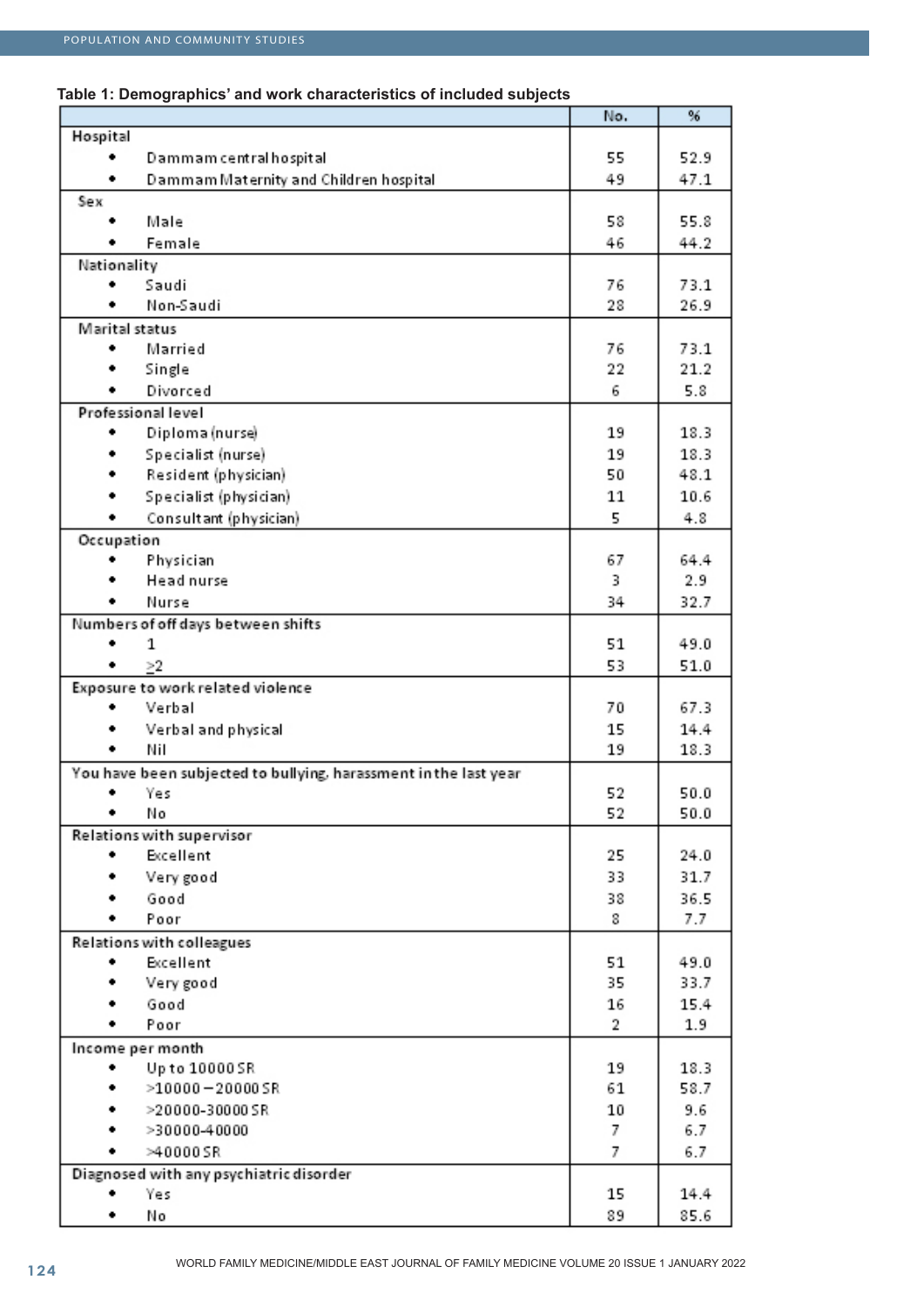**Table 1: Demographics' and work characteristics of included subjects**

| | No. | % |
|---|---|---|
| **Hospital** | | |
| • Dammam central hospital | 55 | 52.9 |
| • Dammam Maternity and Children hospital | 49 | 47.1 |
| **Sex** | | |
| • Male | 58 | 55.8 |
| • Female | 46 | 44.2 |
| **Nationality** | | |
| • Saudi | 76 | 73.1 |
| • Non-Saudi | 28 | 26.9 |
| **Marital status** | | |
| • Married | 76 | 73.1 |
| • Single | 22 | 21.2 |
| • Divorced | 6 | 5.8 |
| **Professional level** | | |
| • Diploma (nurse) | 19 | 18.3 |
| • Specialist (nurse) | 19 | 18.3 |
| • Resident (physician) | 50 | 48.1 |
| • Specialist (physician) | 11 | 10.6 |
| • Consultant (physician) | 5 | 4.8 |
| **Occupation** | | |
| • Physician | 67 | 64.4 |
| • Head nurse | 3 | 2.9 |
| • Nurse | 34 | 32.7 |
| **Numbers of off days between shifts** | | |
| • 1 | 51 | 49.0 |
| • ≥2 | 53 | 51.0 |
| **Exposure to work related violence** | | |
| • Verbal | 70 | 67.3 |
| • Verbal and physical | 15 | 14.4 |
| • Nil | 19 | 18.3 |
| **You have been subjected to bullying, harassment in the last year** | | |
| • Yes | 52 | 50.0 |
| • No | 52 | 50.0 |
| **Relations with supervisor** | | |
| • Excellent | 25 | 24.0 |
| • Very good | 33 | 31.7 |
| • Good | 38 | 36.5 |
| • Poor | 8 | 7.7 |
| **Relations with colleagues** | | |
| • Excellent | 51 | 49.0 |
| • Very good | 35 | 33.7 |
| • Good | 16 | 15.4 |
| • Poor | 2 | 1.9 |
| **Income per month** | | |
| • Up to 10000 SR | 19 | 18.3 |
| • >10000 – 20000 SR | 61 | 58.7 |
| • >20000-30000 SR | 10 | 9.6 |
| • >30000-40000 | 7 | 6.7 |
| • >40000 SR | 7 | 6.7 |
| **Diagnosed with any psychiatric disorder** | | |
| • Yes | 15 | 14.4 |
| • No | 89 | 85.6 |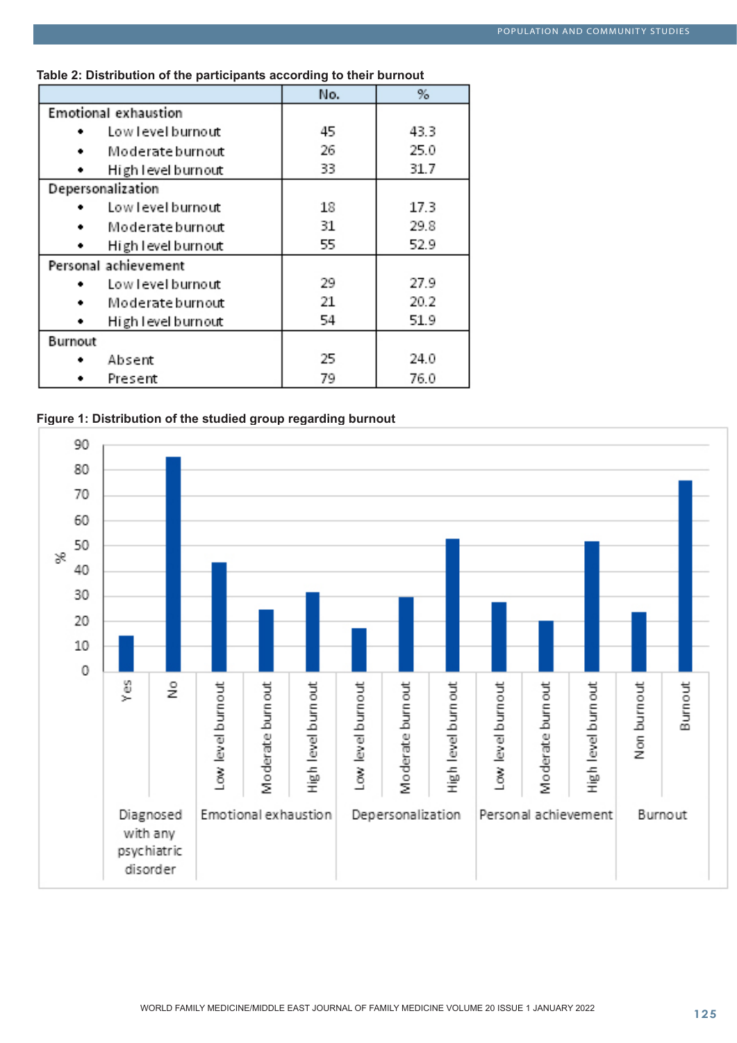**Table 2: Distribution of the participants according to their burnout**

| | No. | % |
|---|---|---|
| Emotional exhaustion | | |
| • Low level burnout | 45 | 43.3 |
| • Moderate burnout | 26 | 25.0 |
| • High level burnout | 33 | 31.7 |
| Depersonalization | | |
| • Low level burnout | 18 | 17.3 |
| • Moderate burnout | 31 | 29.8 |
| • High level burnout | 55 | 52.9 |
| Personal achievement | | |
| • Low level burnout | 29 | 27.9 |
| • Moderate burnout | 21 | 20.2 |
| • High level burnout | 54 | 51.9 |
| Burnout | | |
| • Absent | 25 | 24.0 |
| • Present | 79 | 76.0 |

**Figure 1: Distribution of the studied group regarding burnout**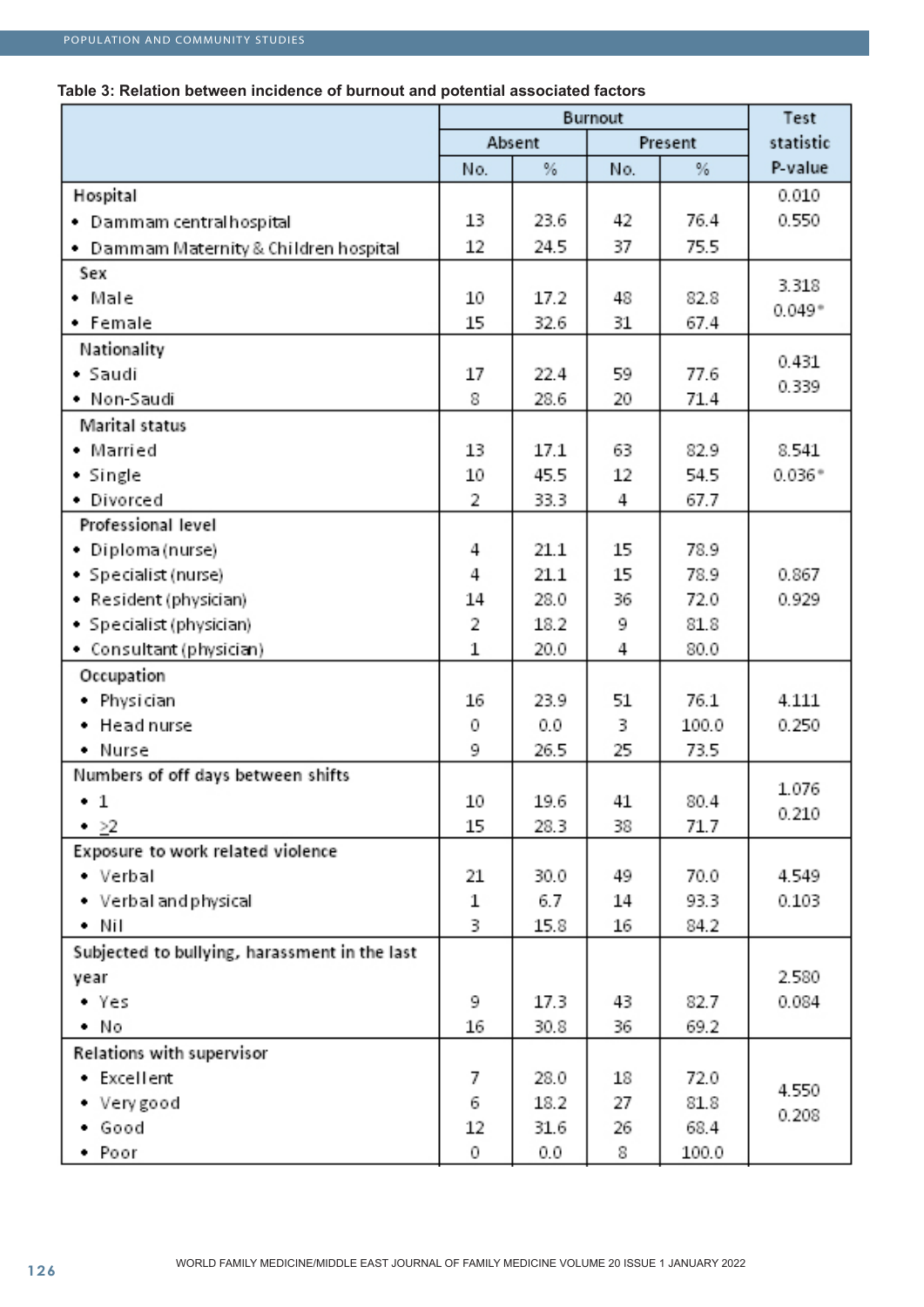**Table 3: Relation between incidence of burnout and potential associated factors**

| | Burnout | | | | Test statistic P-value |
|---|---|---|---|---|---|
| | Absent | | Present | | |
| | No. | % | No. | % | |
| Hospital | | | | | 0.010 |
| • Dammam central hospital | 13 | 23.6 | 42 | 76.4 | 0.550 |
| • Dammam Maternity & Children hospital | 12 | 24.5 | 37 | 75.5 | |
| Sex | | | | | 3.318 |
| • Male | 10 | 17.2 | 48 | 82.8 | 0.049* |
| • Female | 15 | 32.6 | 31 | 67.4 | |
| Nationality | | | | | 0.431 |
| • Saudi | 17 | 22.4 | 59 | 77.6 | 0.339 |
| • Non-Saudi | 8 | 28.6 | 20 | 71.4 | |
| Marital status | | | | | |
| • Married | 13 | 17.1 | 63 | 82.9 | 8.541 |
| • Single | 10 | 45.5 | 12 | 54.5 | 0.036* |
| • Divorced | 2 | 33.3 | 4 | 67.7 | |
| Professional level | | | | | |
| • Diploma (nurse) | 4 | 21.1 | 15 | 78.9 | |
| • Specialist (nurse) | 4 | 21.1 | 15 | 78.9 | 0.867 |
| • Resident (physician) | 14 | 28.0 | 36 | 72.0 | 0.929 |
| • Specialist (physician) | 2 | 18.2 | 9 | 81.8 | |
| • Consultant (physician) | 1 | 20.0 | 4 | 80.0 | |
| Occupation | | | | | |
| • Physician | 16 | 23.9 | 51 | 76.1 | 4.111 |
| • Head nurse | 0 | 0.0 | 3 | 100.0 | 0.250 |
| • Nurse | 9 | 26.5 | 25 | 73.5 | |
| Numbers of off days between shifts | | | | | 1.076 |
| • 1 | 10 | 19.6 | 41 | 80.4 | 0.210 |
| • ≥2 | 15 | 28.3 | 38 | 71.7 | |
| Exposure to work related violence | | | | | |
| • Verbal | 21 | 30.0 | 49 | 70.0 | 4.549 |
| • Verbal and physical | 1 | 6.7 | 14 | 93.3 | 0.103 |
| • Nil | 3 | 15.8 | 16 | 84.2 | |
| Subjected to bullying, harassment in the last year | | | | | 2.580 |
| • Yes | 9 | 17.3 | 43 | 82.7 | 0.084 |
| • No | 16 | 30.8 | 36 | 69.2 | |
| Relations with supervisor | | | | | |
| • Excellent | 7 | 28.0 | 18 | 72.0 | 4.550 |
| • Very good | 6 | 18.2 | 27 | 81.8 | 0.208 |
| • Good | 12 | 31.6 | 26 | 68.4 | |
| • Poor | 0 | 0.0 | 8 | 100.0 | |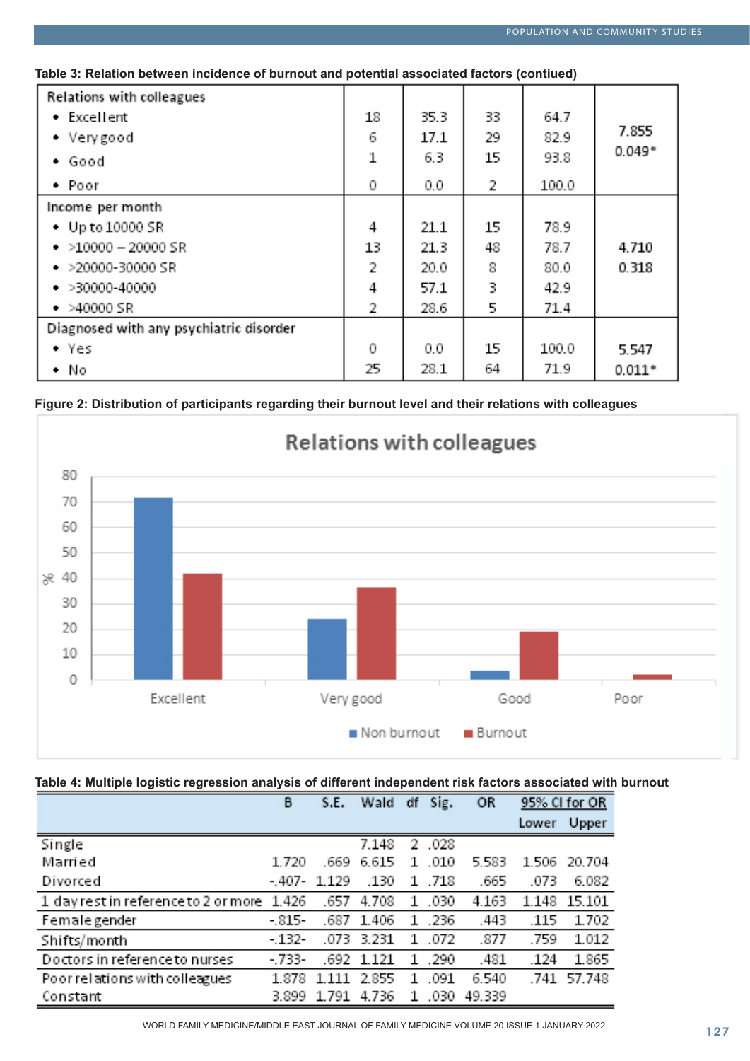**Table 3: Relation between incidence of burnout and potential associated factors (contiued)**

| | | | | | |
|---|---|---|---|---|---|
| Relations with colleagues | | | | | |
| • Excellent | 18 | 35.3 | 33 | 64.7 | 7.855 |
| • Very good | 6 | 17.1 | 29 | 82.9 | 0.049* |
| • Good | 1 | 6.3 | 15 | 93.8 | |
| • Poor | 0 | 0.0 | 2 | 100.0 | |
| Income per month | | | | | |
| • Up to 10000 SR | 4 | 21.1 | 15 | 78.9 | |
| • >10000 – 20000 SR | 13 | 21.3 | 48 | 78.7 | 4.710 |
| • >20000-30000 SR | 2 | 20.0 | 8 | 80.0 | 0.318 |
| • >30000-40000 | 4 | 57.1 | 3 | 42.9 | |
| • >40000 SR | 2 | 28.6 | 5 | 71.4 | |
| Diagnosed with any psychiatric disorder | | | | | |
| • Yes | 0 | 0.0 | 15 | 100.0 | 5.547 |
| • No | 25 | 28.1 | 64 | 71.9 | 0.011* |

**Figure 2: Distribution of participants regarding their burnout level and their relations with colleagues**

**Table 4: Multiple logistic regression analysis of different independent risk factors associated with burnout**

| | B | S.E. | Wald | df | Sig. | OR | 95% CI for OR Lower | 95% CI for OR Upper |
|---|---|---|---|---|---|---|---|---|
| Single | | | 7.148 | 2 | .028 | | | |
| Married | 1.720 | .669 | 6.615 | 1 | .010 | 5.583 | 1.506 | 20.704 |
| Divorced | -.407- | 1.129 | .130 | 1 | .718 | .665 | .073 | 6.082 |
| 1 day rest in reference to 2 or more | 1.426 | .657 | 4.708 | 1 | .030 | 4.163 | 1.148 | 15.101 |
| Female gender | -.815- | .687 | 1.406 | 1 | .236 | .443 | .115 | 1.702 |
| Shifts/month | -.132- | .073 | 3.231 | 1 | .072 | .877 | .759 | 1.012 |
| Doctors in reference to nurses | -.733- | .692 | 1.121 | 1 | .290 | .481 | .124 | 1.865 |
| Poor relations with colleagues | 1.878 | 1.111 | 2.855 | 1 | .091 | 6.540 | .741 | 57.748 |
| Constant | 3.899 | 1.791 | 4.736 | 1 | .030 | 49.339 | | |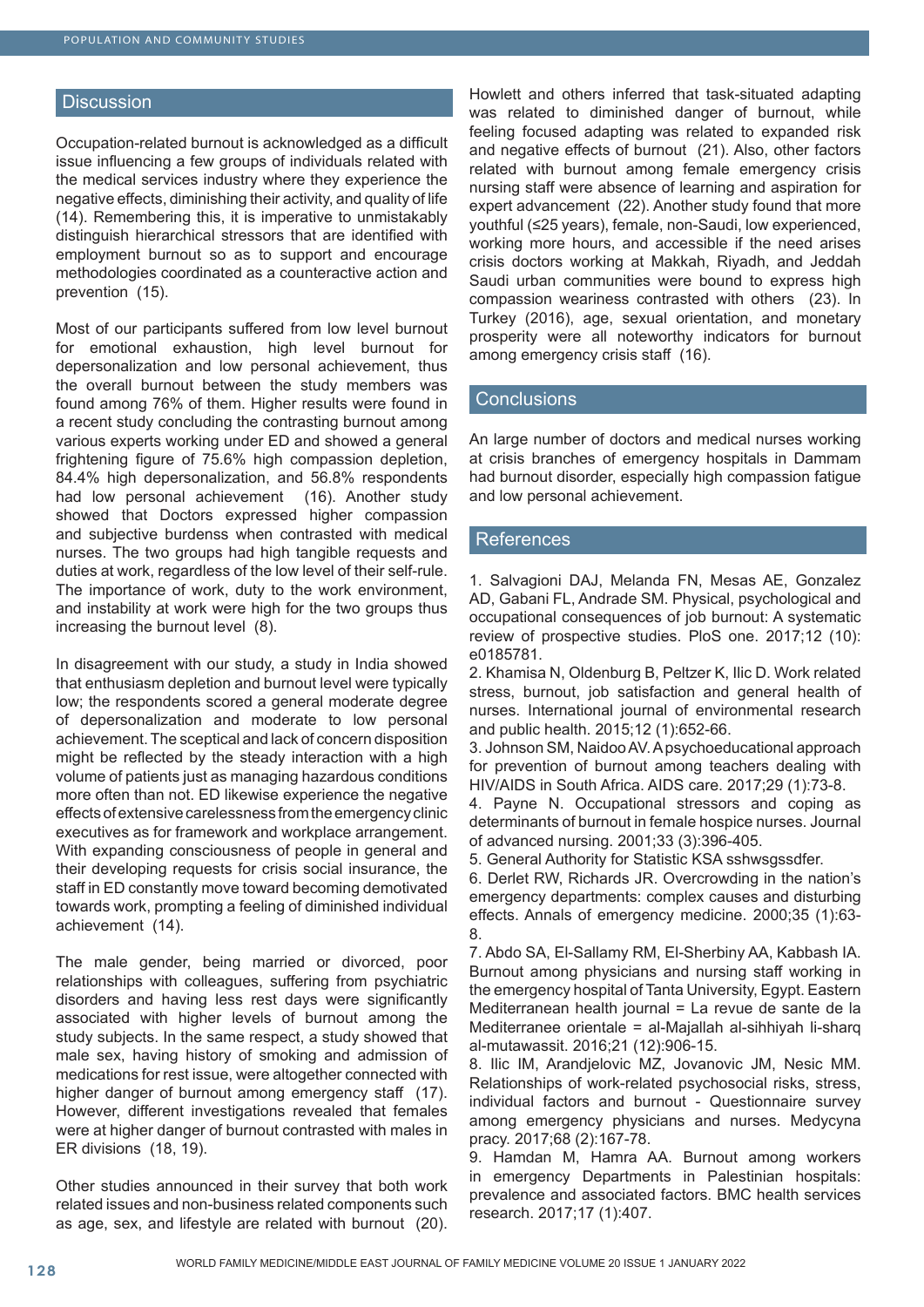## Discussion

Occupation-related burnout is acknowledged as a difficult issue influencing a few groups of individuals related with the medical services industry where they experience the negative effects, diminishing their activity, and quality of life (14). Remembering this, it is imperative to unmistakably distinguish hierarchical stressors that are identified with employment burnout so as to support and encourage methodologies coordinated as a counteractive action and prevention (15).

Most of our participants suffered from low level burnout for emotional exhaustion, high level burnout for depersonalization and low personal achievement, thus the overall burnout between the study members was found among 76% of them. Higher results were found in a recent study concluding the contrasting burnout among various experts working under ED and showed a general frightening figure of 75.6% high compassion depletion, 84.4% high depersonalization, and 56.8% respondents had low personal achievement (16). Another study showed that Doctors expressed higher compassion and subjective burdenss when contrasted with medical nurses. The two groups had high tangible requests and duties at work, regardless of the low level of their self-rule. The importance of work, duty to the work environment, and instability at work were high for the two groups thus increasing the burnout level (8).

In disagreement with our study, a study in India showed that enthusiasm depletion and burnout level were typically low; the respondents scored a general moderate degree of depersonalization and moderate to low personal achievement. The sceptical and lack of concern disposition might be reflected by the steady interaction with a high volume of patients just as managing hazardous conditions more often than not. ED likewise experience the negative effects of extensive carelessness from the emergency clinic executives as for framework and workplace arrangement. With expanding consciousness of people in general and their developing requests for crisis social insurance, the staff in ED constantly move toward becoming demotivated towards work, prompting a feeling of diminished individual achievement (14).

The male gender, being married or divorced, poor relationships with colleagues, suffering from psychiatric disorders and having less rest days were significantly associated with higher levels of burnout among the study subjects. In the same respect, a study showed that male sex, having history of smoking and admission of medications for rest issue, were altogether connected with higher danger of burnout among emergency staff (17). However, different investigations revealed that females were at higher danger of burnout contrasted with males in ER divisions (18, 19).

Other studies announced in their survey that both work related issues and non-business related components such as age, sex, and lifestyle are related with burnout (20). Howlett and others inferred that task-situated adapting was related to diminished danger of burnout, while feeling focused adapting was related to expanded risk and negative effects of burnout (21). Also, other factors related with burnout among female emergency crisis nursing staff were absence of learning and aspiration for expert advancement (22). Another study found that more youthful (≤25 years), female, non-Saudi, low experienced, working more hours, and accessible if the need arises crisis doctors working at Makkah, Riyadh, and Jeddah Saudi urban communities were bound to express high compassion weariness contrasted with others (23). In Turkey (2016), age, sexual orientation, and monetary prosperity were all noteworthy indicators for burnout among emergency crisis staff (16).

## Conclusions

An large number of doctors and medical nurses working at crisis branches of emergency hospitals in Dammam had burnout disorder, especially high compassion fatigue and low personal achievement.

## References

1. Salvagioni DAJ, Melanda FN, Mesas AE, Gonzalez AD, Gabani FL, Andrade SM. Physical, psychological and occupational consequences of job burnout: A systematic review of prospective studies. PloS one. 2017;12 (10): e0185781.
2. Khamisa N, Oldenburg B, Peltzer K, Ilic D. Work related stress, burnout, job satisfaction and general health of nurses. International journal of environmental research and public health. 2015;12 (1):652-66.
3. Johnson SM, Naidoo AV. A psychoeducational approach for prevention of burnout among teachers dealing with HIV/AIDS in South Africa. AIDS care. 2017;29 (1):73-8.
4. Payne N. Occupational stressors and coping as determinants of burnout in female hospice nurses. Journal of advanced nursing. 2001;33 (3):396-405.
5. General Authority for Statistic KSA sshwsgssdfer.
6. Derlet RW, Richards JR. Overcrowding in the nation's emergency departments: complex causes and disturbing effects. Annals of emergency medicine. 2000;35 (1):63-8.
7. Abdo SA, El-Sallamy RM, El-Sherbiny AA, Kabbash IA. Burnout among physicians and nursing staff working in the emergency hospital of Tanta University, Egypt. Eastern Mediterranean health journal = La revue de sante de la Mediterranee orientale = al-Majallah al-sihhiyah li-sharq al-mutawassit. 2016;21 (12):906-15.
8. Ilic IM, Arandjelovic MZ, Jovanovic JM, Nesic MM. Relationships of work-related psychosocial risks, stress, individual factors and burnout - Questionnaire survey among emergency physicians and nurses. Medycyna pracy. 2017;68 (2):167-78.
9. Hamdan M, Hamra AA. Burnout among workers in emergency Departments in Palestinian hospitals: prevalence and associated factors. BMC health services research. 2017;17 (1):407.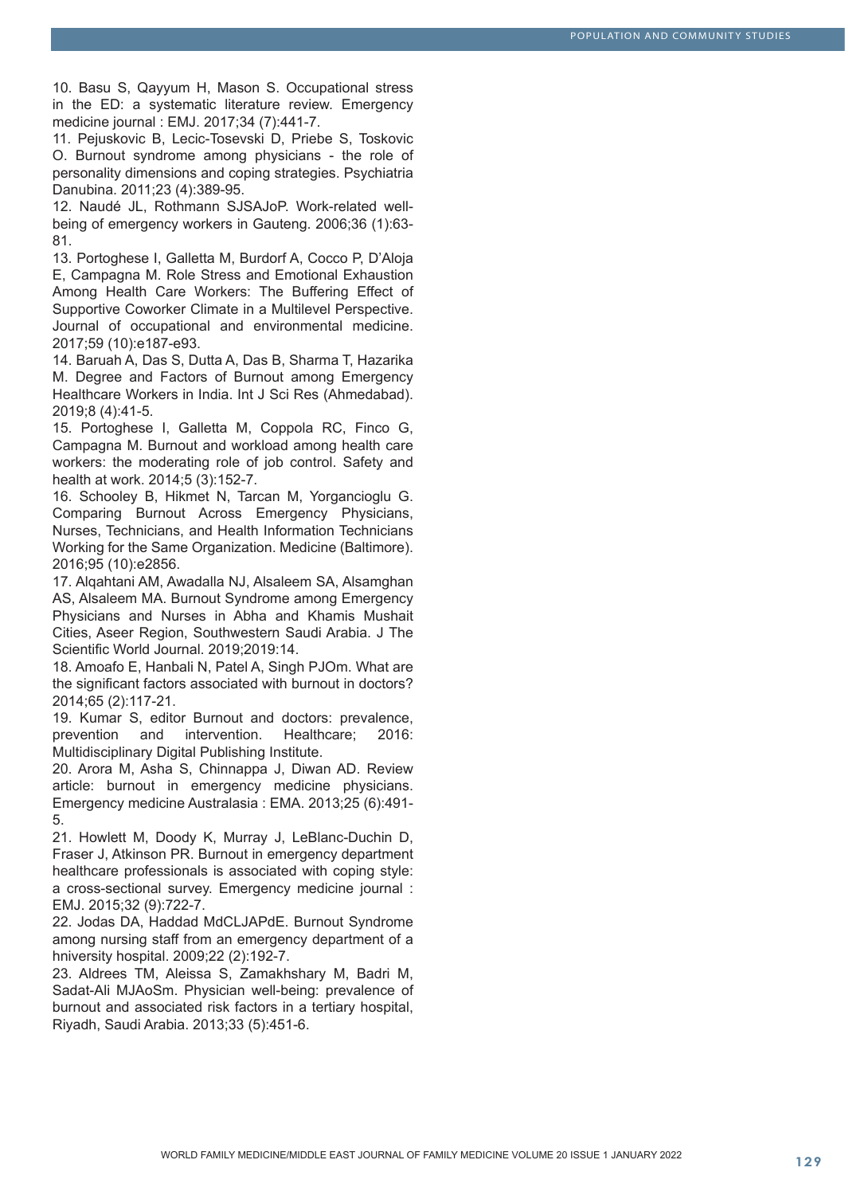10. Basu S, Qayyum H, Mason S. Occupational stress in the ED: a systematic literature review. Emergency medicine journal : EMJ. 2017;34 (7):441-7.

11. Pejuskovic B, Lecic-Tosevski D, Priebe S, Toskovic O. Burnout syndrome among physicians - the role of personality dimensions and coping strategies. Psychiatria Danubina. 2011;23 (4):389-95.

12. Naudé JL, Rothmann SJSAJoP. Work-related well-being of emergency workers in Gauteng. 2006;36 (1):63-81.

13. Portoghese I, Galletta M, Burdorf A, Cocco P, D'Aloja E, Campagna M. Role Stress and Emotional Exhaustion Among Health Care Workers: The Buffering Effect of Supportive Coworker Climate in a Multilevel Perspective. Journal of occupational and environmental medicine. 2017;59 (10):e187-e93.

14. Baruah A, Das S, Dutta A, Das B, Sharma T, Hazarika M. Degree and Factors of Burnout among Emergency Healthcare Workers in India. Int J Sci Res (Ahmedabad). 2019;8 (4):41-5.

15. Portoghese I, Galletta M, Coppola RC, Finco G, Campagna M. Burnout and workload among health care workers: the moderating role of job control. Safety and health at work. 2014;5 (3):152-7.

16. Schooley B, Hikmet N, Tarcan M, Yorgancioglu G. Comparing Burnout Across Emergency Physicians, Nurses, Technicians, and Health Information Technicians Working for the Same Organization. Medicine (Baltimore). 2016;95 (10):e2856.

17. Alqahtani AM, Awadalla NJ, Alsaleem SA, Alsamghan AS, Alsaleem MA. Burnout Syndrome among Emergency Physicians and Nurses in Abha and Khamis Mushait Cities, Aseer Region, Southwestern Saudi Arabia. J The Scientific World Journal. 2019;2019:14.

18. Amoafo E, Hanbali N, Patel A, Singh PJOm. What are the significant factors associated with burnout in doctors? 2014;65 (2):117-21.

19. Kumar S, editor Burnout and doctors: prevalence, prevention and intervention. Healthcare; 2016: Multidisciplinary Digital Publishing Institute.

20. Arora M, Asha S, Chinnappa J, Diwan AD. Review article: burnout in emergency medicine physicians. Emergency medicine Australasia : EMA. 2013;25 (6):491-5.

21. Howlett M, Doody K, Murray J, LeBlanc-Duchin D, Fraser J, Atkinson PR. Burnout in emergency department healthcare professionals is associated with coping style: a cross-sectional survey. Emergency medicine journal : EMJ. 2015;32 (9):722-7.

22. Jodas DA, Haddad MdCLJAPdE. Burnout Syndrome among nursing staff from an emergency department of a hniversity hospital. 2009;22 (2):192-7.

23. Aldrees TM, Aleissa S, Zamakhshary M, Badri M, Sadat-Ali MJAoSm. Physician well-being: prevalence of burnout and associated risk factors in a tertiary hospital, Riyadh, Saudi Arabia. 2013;33 (5):451-6.